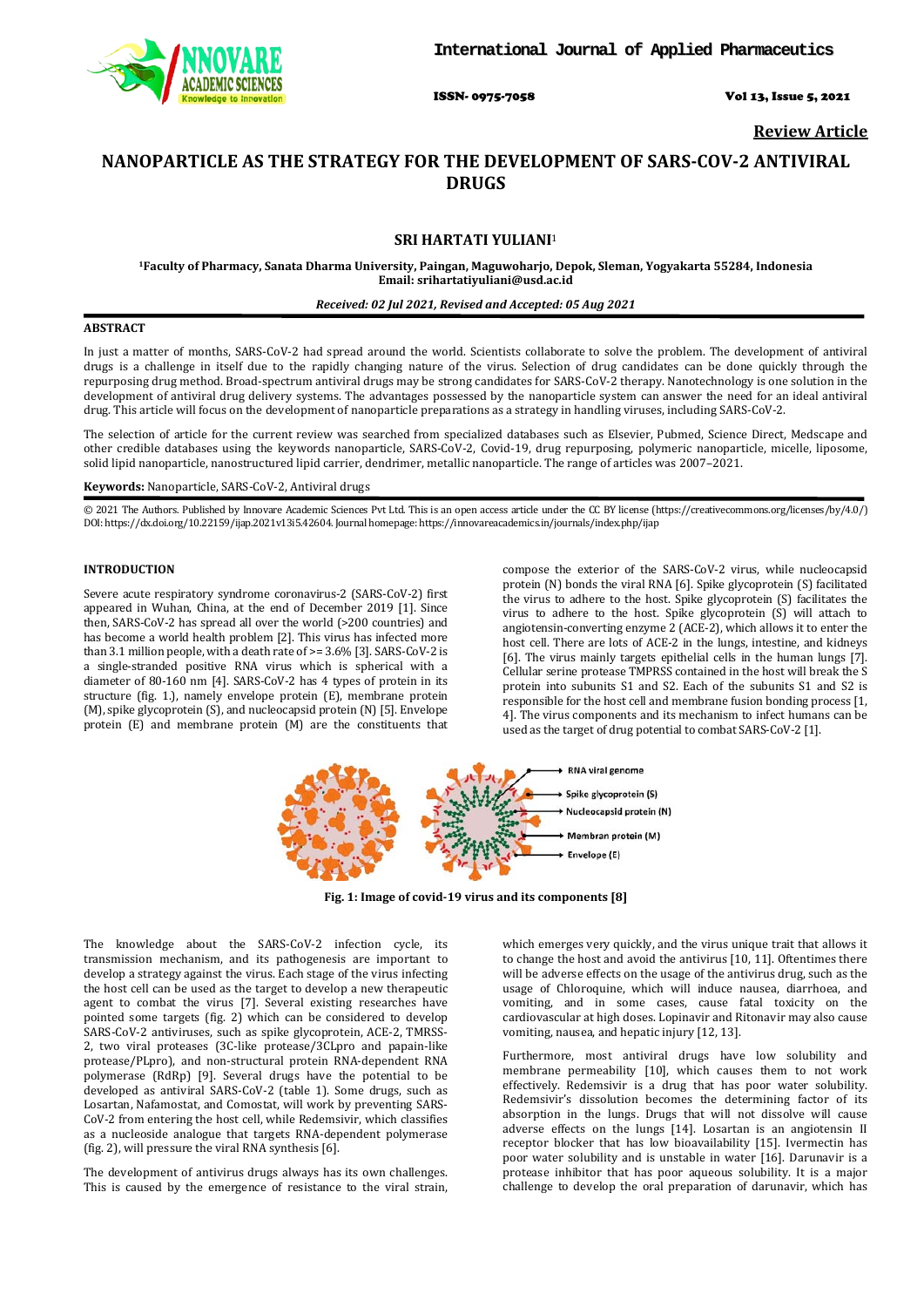**Review Article**

# NANOPARTICLE AS THE STRATEGY FOR THE DEVELOPMENT OF SARS-COV-2 ANTIVIRAL DRUGS

**SRI HARTATI YULIANI**[1]

[1]**Faculty of Pharmacy, Sanata Dharma University, Paingan, Maguwoharjo, Depok, Sleman, Yogyakarta 55284, Indonesia**
**Email: srihartatiyuliani@usd.ac.id**

*Received: 02 Jul 2021, Revised and Accepted: 05 Aug 2021*

## ABSTRACT

In just a matter of months, SARS-CoV-2 had spread around the world. Scientists collaborate to solve the problem. The development of antiviral drugs is a challenge in itself due to the rapidly changing nature of the virus. Selection of drug candidates can be done quickly through the repurposing drug method. Broad-spectrum antiviral drugs may be strong candidates for SARS-CoV-2 therapy. Nanotechnology is one solution in the development of antiviral drug delivery systems. The advantages possessed by the nanoparticle system can answer the need for an ideal antiviral drug. This article will focus on the development of nanoparticle preparations as a strategy in handling viruses, including SARS-CoV-2.

The selection of article for the current review was searched from specialized databases such as Elsevier, Pubmed, Science Direct, Medscape and other credible databases using the keywords nanoparticle, SARS-CoV-2, Covid-19, drug repurposing, polymeric nanoparticle, micelle, liposome, solid lipid nanoparticle, nanostructured lipid carrier, dendrimer, metallic nanoparticle. The range of articles was 2007–2021.

**Keywords:** Nanoparticle, SARS-CoV-2, Antiviral drugs

© 2021 The Authors. Published by Innovare Academic Sciences Pvt Ltd. This is an open access article under the CC BY license (https://creativecommons.org/licenses/by/4.0/) DOI: https://dx.doi.org/10.22159/ijap.2021v13i5.42604. Journal homepage: https://innovareacademics.in/journals/index.php/ijap

## INTRODUCTION

Severe acute respiratory syndrome coronavirus-2 (SARS-CoV-2) first appeared in Wuhan, China, at the end of December 2019 [1]. Since then, SARS-CoV-2 has spread all over the world (>200 countries) and has become a world health problem [2]. This virus has infected more than 3.1 million people, with a death rate of >= 3.6% [3]. SARS-CoV-2 is a single-stranded positive RNA virus which is spherical with a diameter of 80-160 nm [4]. SARS-CoV-2 has 4 types of protein in its structure (fig. 1.), namely envelope protein (E), membrane protein (M), spike glycoprotein (S), and nucleocapsid protein (N) [5]. Envelope protein (E) and membrane protein (M) are the constituents that compose the exterior of the SARS-CoV-2 virus, while nucleocapsid protein (N) bonds the viral RNA [6]. Spike glycoprotein (S) facilitated the virus to adhere to the host. Spike glycoprotein (S) facilitates the virus to adhere to the host. Spike glycoprotein (S) will attach to angiotensin-converting enzyme 2 (ACE-2), which allows it to enter the host cell. There are lots of ACE-2 in the lungs, intestine, and kidneys [6]. The virus mainly targets epithelial cells in the human lungs [7]. Cellular serine protease TMPRSS contained in the host will break the S protein into subunits S1 and S2. Each of the subunits S1 and S2 is responsible for the host cell and membrane fusion bonding process [1, 4]. The virus components and its mechanism to infect humans can be used as the target of drug potential to combat SARS-CoV-2 [1].

**Fig. 1: Image of covid-19 virus and its components [8]**

The knowledge about the SARS-CoV-2 infection cycle, its transmission mechanism, and its pathogenesis are important to develop a strategy against the virus. Each stage of the virus infecting the host cell can be used as the target to develop a new therapeutic agent to combat the virus [7]. Several existing researches have pointed some targets (fig. 2) which can be considered to develop SARS-CoV-2 antiviruses, such as spike glycoprotein, ACE-2, TMRSS-2, two viral proteases (3C-like protease/3CLpro and papain-like protease/PLpro), and non-structural protein RNA-dependent RNA polymerase (RdRp) [9]. Several drugs have the potential to be developed as antiviral SARS-CoV-2 (table 1). Some drugs, such as Losartan, Nafamostat, and Comostat, will work by preventing SARS-CoV-2 from entering the host cell, while Redemsivir, which classifies as a nucleoside analogue that targets RNA-dependent polymerase (fig. 2), will pressure the viral RNA synthesis [6].

The development of antivirus drugs always has its own challenges. This is caused by the emergence of resistance to the viral strain, which emerges very quickly, and the virus unique trait that allows it to change the host and avoid the antivirus [10, 11]. Oftentimes there will be adverse effects on the usage of the antivirus drug, such as the usage of Chloroquine, which will induce nausea, diarrhoea, and vomiting, and in some cases, cause fatal toxicity on the cardiovascular at high doses. Lopinavir and Ritonavir may also cause vomiting, nausea, and hepatic injury [12, 13].

Furthermore, most antiviral drugs have low solubility and membrane permeability [10], which causes them to not work effectively. Redemsivir is a drug that has poor water solubility. Redemsivir's dissolution becomes the determining factor of its absorption in the lungs. Drugs that will not dissolve will cause adverse effects on the lungs [14]. Losartan is an angiotensin II receptor blocker that has low bioavailability [15]. Ivermectin has poor water solubility and is unstable in water [16]. Darunavir is a protease inhibitor that has poor aqueous solubility. It is a major challenge to develop the oral preparation of darunavir, which has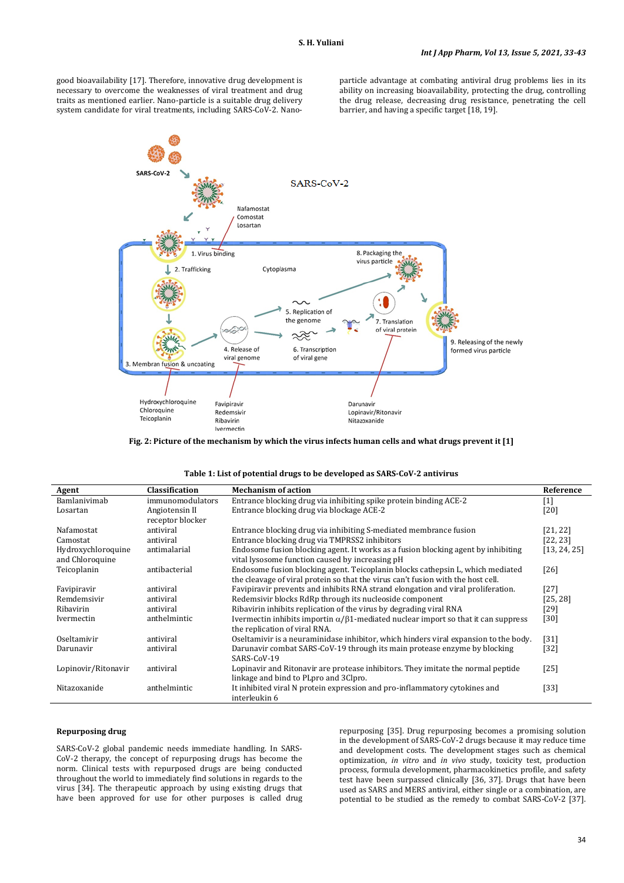good bioavailability [17]. Therefore, innovative drug development is necessary to overcome the weaknesses of viral treatment and drug traits as mentioned earlier. Nano-particle is a suitable drug delivery system candidate for viral treatments, including SARS-CoV-2. Nano-particle advantage at combating antiviral drug problems lies in its ability on increasing bioavailability, protecting the drug, controlling the drug release, decreasing drug resistance, penetrating the cell barrier, and having a specific target [18, 19].

**Fig. 2: Picture of the mechanism by which the virus infects human cells and what drugs prevent it [1]**

**Table 1: List of potential drugs to be developed as SARS-CoV-2 antivirus**

| Agent | Classification | Mechanism of action | Reference |
|---|---|---|---|
| Bamlanivimab | immunomodulators | Entrance blocking drug via inhibiting spike protein binding ACE-2 | [1] |
| Losartan | Angiotensin II receptor blocker | Entrance blocking drug via blockage ACE-2 | [20] |
| Nafamostat | antiviral | Entrance blocking drug via inhibiting S-mediated membrance fusion | [21, 22] |
| Camostat | antiviral | Entrance blocking drug via TMPRSS2 inhibitors | [22, 23] |
| Hydroxychloroquine and Chloroquine | antimalarial | Endosome fusion blocking agent. It works as a fusion blocking agent by inhibiting vital lysosome function caused by increasing pH | [13, 24, 25] |
| Teicoplanin | antibacterial | Endosome fusion blocking agent. Teicoplanin blocks cathepsin L, which mediated the cleavage of viral protein so that the virus can't fusion with the host cell. | [26] |
| Favipiravir | antiviral | Favipiravir prevents and inhibits RNA strand elongation and viral proliferation. | [27] |
| Remdemsivir | antiviral | Redemsivir blocks RdRp through its nucleoside component | [25, 28] |
| Ribavirin | antiviral | Ribavirin inhibits replication of the virus by degrading viral RNA | [29] |
| Ivermectin | anthelmintic | Ivermectin inhibits importin $\alpha/\beta 1$-mediated nuclear import so that it can suppress the replication of viral RNA. | [30] |
| Oseltamivir | antiviral | Oseltamivir is a neuraminidase inhibitor, which hinders viral expansion to the body. | [31] |
| Darunavir | antiviral | Darunavir combat SARS-CoV-19 through its main protease enzyme by blocking SARS-CoV-19 | [32] |
| Lopinovir/Ritonavir | antiviral | Lopinavir and Ritonavir are protease inhibitors. They imitate the normal peptide linkage and bind to PLpro and 3Clpro. | [25] |
| Nitazoxanide | anthelmintic | It inhibited viral N protein expression and pro-inflammatory cytokines and interleukin 6 | [33] |

### Repurposing drug

SARS-CoV-2 global pandemic needs immediate handling. In SARS-CoV-2 therapy, the concept of repurposing drugs has become the norm. Clinical tests with repurposed drugs are being conducted throughout the world to immediately find solutions in regards to the virus [34]. The therapeutic approach by using existing drugs that have been approved for use for other purposes is called drug repurposing [35]. Drug repurposing becomes a promising solution in the development of SARS-CoV-2 drugs because it may reduce time and development costs. The development stages such as chemical optimization, *in vitro* and *in vivo* study, toxicity test, production process, formula development, pharmacokinetics profile, and safety test have been surpassed clinically [36, 37]. Drugs that have been used as SARS and MERS antiviral, either single or a combination, are potential to be studied as the remedy to combat SARS-CoV-2 [37].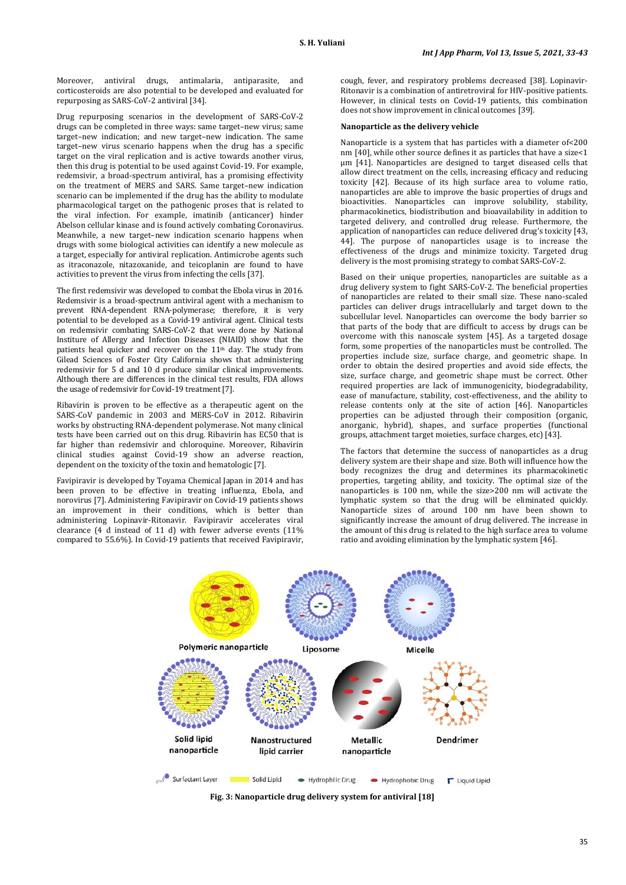Moreover, antiviral drugs, antimalaria, antiparasite, and corticosteroids are also potential to be developed and evaluated for repurposing as SARS-CoV-2 antiviral [34].

Drug repurposing scenarios in the development of SARS-CoV-2 drugs can be completed in three ways: same target–new virus; same target–new indication; and new target–new indication. The same target–new virus scenario happens when the drug has a specific target on the viral replication and is active towards another virus, then this drug is potential to be used against Covid-19. For example, redemsivir, a broad-spectrum antiviral, has a promising effectivity on the treatment of MERS and SARS. Same target–new indication scenario can be implemented if the drug has the ability to modulate pharmacological target on the pathogenic proses that is related to the viral infection. For example, imatinib (anticancer) hinder Abelson cellular kinase and is found actively combating Coronavirus. Meanwhile, a new target–new indication scenario happens when drugs with some biological activities can identify a new molecule as a target, especially for antiviral replication. Antimicrobe agents such as itraconazole, nitazoxanide, and teicoplanin are found to have activities to prevent the virus from infecting the cells [37].

The first redemsivir was developed to combat the Ebola virus in 2016. Redemsivir is a broad-spectrum antiviral agent with a mechanism to prevent RNA-dependent RNA-polymerase; therefore, it is very potential to be developed as a Covid-19 antiviral agent. Clinical tests on redemsivir combating SARS-CoV-2 that were done by National Institute of Allergy and Infection Diseases (NIAID) show that the patients heal quicker and recover on the 11th day. The study from Gilead Sciences of Foster City California shows that administering redemsivir for 5 d and 10 d produce similar clinical improvements. Although there are differences in the clinical test results, FDA allows the usage of redemsivir for Covid-19 treatment [7].

Ribavirin is proven to be effective as a therapeutic agent on the SARS-CoV pandemic in 2003 and MERS-CoV in 2012. Ribavirin works by obstructing RNA-dependent polymerase. Not many clinical tests have been carried out on this drug. Ribavirin has EC50 that is far higher than redemsivir and chloroquine. Moreover, Ribavirin clinical studies against Covid-19 show an adverse reaction, dependent on the toxicity of the toxin and hematologic [7].

Favipiravir is developed by Toyama Chemical Japan in 2014 and has been proven to be effective in treating influenza, Ebola, and norovirus [7]. Administering Favipiravir on Covid-19 patients shows an improvement in their conditions, which is better than administering Lopinavir-Ritonavir. Favipiravir accelerates viral clearance (4 d instead of 11 d) with fewer adverse events (11% compared to 55.6%). In Covid-19 patients that received Favipiravir, cough, fever, and respiratory problems decreased [38]. Lopinavir-Ritonavir is a combination of antiretroviral for HIV-positive patients. However, in clinical tests on Covid-19 patients, this combination does not show improvement in clinical outcomes [39].

### Nanoparticle as the delivery vehicle

Nanoparticle is a system that has particles with a diameter of<200 nm [40], while other source defines it as particles that have a size<1 µm [41]. Nanoparticles are designed to target diseased cells that allow direct treatment on the cells, increasing efficacy and reducing toxicity [42]. Because of its high surface area to volume ratio, nanoparticles are able to improve the basic properties of drugs and bioactivities. Nanoparticles can improve solubility, stability, pharmacokinetics, biodistribution and bioavailability in addition to targeted delivery, and controlled drug release. Furthermore, the application of nanoparticles can reduce delivered drug's toxicity [43, 44]. The purpose of nanoparticles usage is to increase the effectiveness of the drugs and minimize toxicity. Targeted drug delivery is the most promising strategy to combat SARS-CoV-2.

Based on their unique properties, nanoparticles are suitable as a drug delivery system to fight SARS-CoV-2. The beneficial properties of nanoparticles are related to their small size. These nano-scaled particles can deliver drugs intracellularly and target down to the subcellular level. Nanoparticles can overcome the body barrier so that parts of the body that are difficult to access by drugs can be overcome with this nanoscale system [45]. As a targeted dosage form, some properties of the nanoparticles must be controlled. The properties include size, surface charge, and geometric shape. In order to obtain the desired properties and avoid side effects, the size, surface charge, and geometric shape must be correct. Other required properties are lack of immunogenicity, biodegradability, ease of manufacture, stability, cost-effectiveness, and the ability to release contents only at the site of action [46]. Nanoparticles properties can be adjusted through their composition (organic, anorganic, hybrid), shapes, and surface properties (functional groups, attachment target moieties, surface charges, etc) [43].

The factors that determine the success of nanoparticles as a drug delivery system are their shape and size. Both will influence how the body recognizes the drug and determines its pharmacokinetic properties, targeting ability, and toxicity. The optimal size of the nanoparticles is 100 nm, while the size>200 nm will activate the lymphatic system so that the drug will be eliminated quickly. Nanoparticle sizes of around 100 nm have been shown to significantly increase the amount of drug delivered. The increase in the amount of this drug is related to the high surface area to volume ratio and avoiding elimination by the lymphatic system [46].

Polymeric nanoparticle | Liposome | Micelle | Solid lipid nanoparticle | Nanostructured lipid carrier | Metallic nanoparticle | Dendrimer

Surfactant Layer | Solid Lipid | Hydrophilic Drug | Hydrophobic Drug | Liquid Lipid

**Fig. 3: Nanoparticle drug delivery system for antiviral [18]**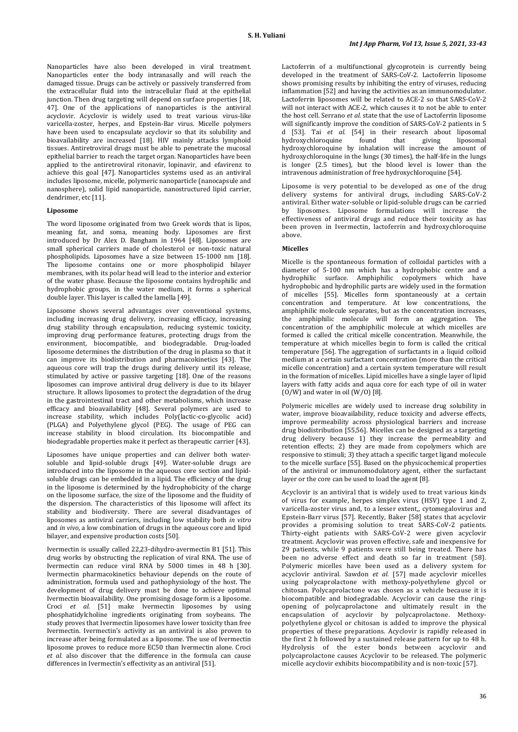Nanoparticles have also been developed in viral treatment. Nanoparticles enter the body intranasally and will reach the damaged tissue. Drugs can be actively or passively transferred from the extracellular fluid into the intracellular fluid at the epithelial junction. Then drug targeting will depend on surface properties [18, 47]. One of the applications of nanoparticles is the antiviral acyclovir. Acyclovir is widely used to treat various virus-like varicella-zoster, herpes, and Epstein-Bar virus. Micelle polymers have been used to encapsulate acyclovir so that its solubility and bioavailability are increased [18]. HIV mainly attacks lymphoid tissues. Antiretroviral drugs must be able to penetrate the mucosal epithelial barrier to reach the target organ. Nanoparticles have been applied to the antiretroviral ritonavir, lopinavir, and efavirenz to achieve this goal [47]. Nanoparticles systems used as an antiviral includes liposome, micelle, polymeric nanoparticle (nanocapsule and nanosphere), solid lipid nanoparticle, nanostructured lipid carrier, dendrimer, etc [11].

**Liposome**

The word liposome originated from two Greek words that is lipos, meaning fat, and soma, meaning body. Liposomes are first introduced by Dr Alex D. Bangham in 1964 [48]. Liposomes are small spherical carriers made of cholesterol or non-toxic natural phospholipids. Liposomes have a size between 15-1000 nm [18]. The liposome contains one or more phospholipid bilayer membranes, with its polar head will lead to the interior and exterior of the water phase. Because the liposome contains hydrophilic and hydrophobic groups, in the water medium, it forms a spherical double layer. This layer is called the lamella [49].

Liposome shows several advantages over conventional systems, including increasing drug delivery, increasing efficacy, increasing drug stability through encapsulation, reducing systemic toxicity, improving drug performance features, protecting drugs from the environment, biocompatible, and biodegradable. Drug-loaded liposome determines the distribution of the drug in plasma so that it can improve its biodistribution and pharmacokinetics [43]. The aqueous core will trap the drugs during delivery until its release, stimulated by active or passive targeting [18]. One of the reasons liposomes can improve antiviral drug delivery is due to its bilayer structure. It allows liposomes to protect the degradation of the drug in the gastrointestinal tract and other metabolisms, which increase efficacy and bioavailability [48]. Several polymers are used to increase stability, which includes Poly(lactic-co-glycolic acid) (PLGA) and Polyethylene glycol (PEG). The usage of PEG can increase stability in blood circulation. Its biocompatible and biodegradable properties make it perfect as therapeutic carrier [43].

Liposomes have unique properties and can deliver both water-soluble and lipid-soluble drugs [49]. Water-soluble drugs are introduced into the liposome in the aqueous core section and lipid-soluble drugs can be embedded in a lipid. The efficiency of the drug in the liposome is determined by the hydrophobicity of the charge on the liposome surface, the size of the liposome and the fluidity of the dispersion. The characteristics of this liposome will affect its stability and biodiversity. There are several disadvantages of liposomes as antiviral carriers, including low stability both *in vitro* and *in vivo*, a low combination of drugs in the aqueous core and lipid bilayer, and expensive production costs [50].

Ivermectin is usually called 22,23-dihydro-avermectin B1 [51]. This drug works by obstructing the replication of viral RNA. The use of Ivermectin can reduce viral RNA by 5000 times in 48 h [30]. Ivermectin pharmacokinetics behaviour depends on the route of administration, formula used and pathophysiology of the host. The development of drug delivery must be done to achieve optimal Ivermectin bioavailability. One promising dosage form is a liposome. Croci *et al.* [51] make Ivermectin liposomes by using phosphatidylcholine ingredients originating from soybeans. The study proves that Ivermectin liposomes have lower toxicity than free Ivermectin. Ivermectin's activity as an antiviral is also proven to increase after being formulated as a liposome. The use of Ivermectin liposome proves to reduce more EC50 than Ivermectin alone. Croci *et al.* also discover that the difference in the formula can cause differences in Ivermectin's effectivity as an antiviral [51].

Lactoferrin of a multifunctional glycoprotein is currently being developed in the treatment of SARS-CoV-2. Lactoferrin liposome shows promising results by inhibiting the entry of viruses, reducing inflammation [52] and having the activities as an immunomodulator. Lactoferrin liposomes will be related to ACE-2 so that SARS-CoV-2 will not interact with ACE-2, which causes it to not be able to enter the host cell. Serrano *et al.* state that the use of Lactoferrin liposome will significantly improve the condition of SARS-CoV-2 patients in 5 d [53]. Tai *et al.* [54] in their research about liposomal hydroxychloroquine found that giving liposomal hydroxychloroquine by inhalation will increase the amount of hydroxychloroquine in the lungs (30 times), the half-life in the lungs is longer (2.5 times), but the blood level is lower than the intravenous administration of free hydroxychloroquine [54].

Liposome is very potential to be developed as one of the drug delivery systems for antiviral drugs, including SARS-CoV-2 antiviral. Either water-soluble or lipid-soluble drugs can be carried by liposomes. Liposome formulations will increase the effectiveness of antiviral drugs and reduce their toxicity as has been proven in Ivermectin, lactoferrin and hydroxychloroquine above.

**Micelles**

Micelle is the spontaneous formation of colloidal particles with a diameter of 5-100 nm which has a hydrophobic centre and a hydrophilic surface. Amphiphilic copolymers which have hydrophobic and hydrophilic parts are widely used in the formation of micelles [55]. Micelles form spontaneously at a certain concentration and temperature. At low concentrations, the amphiphilic molecule separates, but as the concentration increases, the amphiphilic molecule will form an aggregation. The concentration of the amphiphilic molecule at which micelles are formed is called the critical micelle concentration. Meanwhile, the temperature at which micelles begin to form is called the critical temperature [56]. The aggregation of surfactants in a liquid colloid medium at a certain surfactant concentration (more than the critical micelle concentration) and a certain system temperature will result in the formation of micelles. Lipid micelles have a single layer of lipid layers with fatty acids and aqua core for each type of oil in water (O/W) and water in oil (W/O) [8].

Polymeric micelles are widely used to increase drug solubility in water, improve bioavailability, reduce toxicity and adverse effects, improve permeability across physiological barriers and increase drug biodistribution [55,56]. Micelles can be designed as a targeting drug delivery because 1) they increase the permeability and retention effects; 2) they are made from copolymers which are responsive to stimuli; 3) they attach a specific target ligand molecule to the micelle surface [55]. Based on the physicochemical properties of the antiviral or immunomodulatory agent, either the surfactant layer or the core can be used to load the agent [8].

Acyclovir is an antiviral that is widely used to treat various kinds of virus for example, herpes simplex virus (HSV) type 1 and 2, varicella-zoster virus and, to a lesser extent,, cytomegalovirus and Epstein-Barr virus [57]. Recently, Baker [58] states that acyclovir provides a promising solution to treat SARS-CoV-2 patients. Thirty-eight patients with SARS-CoV-2 were given acyclovir treatment. Acyclovir was proven effective, safe and inexpensive for 29 patients, while 9 patients were still being treated. There has been no adverse effect and death so far in treatment (58). Polymeric micelles have been used as a delivery system for acyclovir antiviral. Sawdon *et al.* [57] made acyclovir micelles using polycaprolactone with methoxy-polyethylene glycol or chitosan. Polycaprolactone was chosen as a vehicle because it is biocompatible and biodegradable. Acyclovir can cause the ring-opening of polycaprolactone and ultimately result in the encapsulation of acyclovir by polycaprolactone. Methoxy-polyethylene glycol or chitosan is added to improve the physical properties of these preparations. Acyclovir is rapidly released in the first 2 h followed by a sustained release pattern for up to 48 h. Hydrolysis of the ester bonds between acyclovir and polycaprolactone causes Acyclovir to be released. The polymeric micelle acyclovir exhibits biocompatibility and is non-toxic [57].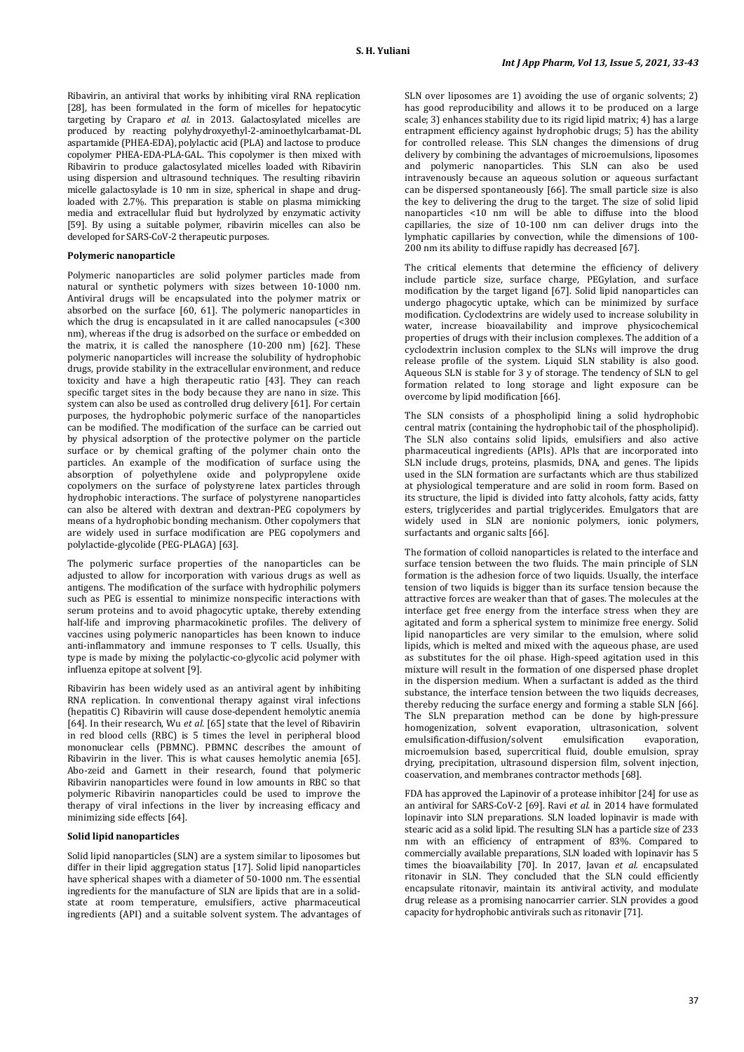Ribavirin, an antiviral that works by inhibiting viral RNA replication [28], has been formulated in the form of micelles for hepatocytic targeting by Craparo *et al.* in 2013. Galactosylated micelles are produced by reacting polyhydroxyethyl-2-aminoethylcarbamat-DL aspartamide (PHEA-EDA), polylactic acid (PLA) and lactose to produce copolymer PHEA-EDA-PLA-GAL. This copolymer is then mixed with Ribavirin to produce galactosylated micelles loaded with Ribavirin using dispersion and ultrasound techniques. The resulting ribavirin micelle galactosylade is 10 nm in size, spherical in shape and drug-loaded with 2.7%. This preparation is stable on plasma mimicking media and extracellular fluid but hydrolyzed by enzymatic activity [59]. By using a suitable polymer, ribavirin micelles can also be developed for SARS-CoV-2 therapeutic purposes.

**Polymeric nanoparticle**

Polymeric nanoparticles are solid polymer particles made from natural or synthetic polymers with sizes between 10-1000 nm. Antiviral drugs will be encapsulated into the polymer matrix or absorbed on the surface [60, 61]. The polymeric nanoparticles in which the drug is encapsulated in it are called nanocapsules (<300 nm), whereas if the drug is adsorbed on the surface or embedded on the matrix, it is called the nanosphere (10-200 nm) [62]. These polymeric nanoparticles will increase the solubility of hydrophobic drugs, provide stability in the extracellular environment, and reduce toxicity and have a high therapeutic ratio [43]. They can reach specific target sites in the body because they are nano in size. This system can also be used as controlled drug delivery [61]. For certain purposes, the hydrophobic polymeric surface of the nanoparticles can be modified. The modification of the surface can be carried out by physical adsorption of the protective polymer on the particle surface or by chemical grafting of the polymer chain onto the particles. An example of the modification of surface using the absorption of polyethylene oxide and polypropylene oxide copolymers on the surface of polystyrene latex particles through hydrophobic interactions. The surface of polystyrene nanoparticles can also be altered with dextran and dextran-PEG copolymers by means of a hydrophobic bonding mechanism. Other copolymers that are widely used in surface modification are PEG copolymers and polylactide-glycolide (PEG-PLAGA) [63].

The polymeric surface properties of the nanoparticles can be adjusted to allow for incorporation with various drugs as well as antigens. The modification of the surface with hydrophilic polymers such as PEG is essential to minimize nonspecific interactions with serum proteins and to avoid phagocytic uptake, thereby extending half-life and improving pharmacokinetic profiles. The delivery of vaccines using polymeric nanoparticles has been known to induce anti-inflammatory and immune responses to T cells. Usually, this type is made by mixing the polylactic-co-glycolic acid polymer with influenza epitope at solvent [9].

Ribavirin has been widely used as an antiviral agent by inhibiting RNA replication. In conventional therapy against viral infections (hepatitis C) Ribavirin will cause dose-dependent hemolytic anemia [64]. In their research, Wu *et al.* [65] state that the level of Ribavirin in red blood cells (RBC) is 5 times the level in peripheral blood mononuclear cells (PBMNC). PBMNC describes the amount of Ribavirin in the liver. This is what causes hemolytic anemia [65]. Abo-zeid and Garnett in their research, found that polymeric Ribavirin nanoparticles were found in low amounts in RBC so that polymeric Ribavirin nanoparticles could be used to improve the therapy of viral infections in the liver by increasing efficacy and minimizing side effects [64].

**Solid lipid nanoparticles**

Solid lipid nanoparticles (SLN) are a system similar to liposomes but differ in their lipid aggregation status [17]. Solid lipid nanoparticles have spherical shapes with a diameter of 50-1000 nm. The essential ingredients for the manufacture of SLN are lipids that are in a solid-state at room temperature, emulsifiers, active pharmaceutical ingredients (API) and a suitable solvent system. The advantages of SLN over liposomes are 1) avoiding the use of organic solvents; 2) has good reproducibility and allows it to be produced on a large scale; 3) enhances stability due to its rigid lipid matrix; 4) has a large entrapment efficiency against hydrophobic drugs; 5) has the ability for controlled release. This SLN changes the dimensions of drug delivery by combining the advantages of microemulsions, liposomes and polymeric nanoparticles. This SLN can also be used intravenously because an aqueous solution or aqueous surfactant can be dispersed spontaneously [66]. The small particle size is also the key to delivering the drug to the target. The size of solid lipid nanoparticles <10 nm will be able to diffuse into the blood capillaries, the size of 10-100 nm can deliver drugs into the lymphatic capillaries by convection, while the dimensions of 100-200 nm its ability to diffuse rapidly has decreased [67].

The critical elements that determine the efficiency of delivery include particle size, surface charge, PEGylation, and surface modification by the target ligand [67]. Solid lipid nanoparticles can undergo phagocytic uptake, which can be minimized by surface modification. Cyclodextrins are widely used to increase solubility in water, increase bioavailability and improve physicochemical properties of drugs with their inclusion complexes. The addition of a cyclodextrin inclusion complex to the SLNs will improve the drug release profile of the system. Liquid SLN stability is also good. Aqueous SLN is stable for 3 y of storage. The tendency of SLN to gel formation related to long storage and light exposure can be overcome by lipid modification [66].

The SLN consists of a phospholipid lining a solid hydrophobic central matrix (containing the hydrophobic tail of the phospholipid). The SLN also contains solid lipids, emulsifiers and also active pharmaceutical ingredients (APIs). APIs that are incorporated into SLN include drugs, proteins, plasmids, DNA, and genes. The lipids used in the SLN formation are surfactants which are thus stabilized at physiological temperature and are solid in room form. Based on its structure, the lipid is divided into fatty alcohols, fatty acids, fatty esters, triglycerides and partial triglycerides. Emulgators that are widely used in SLN are nonionic polymers, ionic polymers, surfactants and organic salts [66].

The formation of colloid nanoparticles is related to the interface and surface tension between the two fluids. The main principle of SLN formation is the adhesion force of two liquids. Usually, the interface tension of two liquids is bigger than its surface tension because the attractive forces are weaker than that of gases. The molecules at the interface get free energy from the interface stress when they are agitated and form a spherical system to minimize free energy. Solid lipid nanoparticles are very similar to the emulsion, where solid lipids, which is melted and mixed with the aqueous phase, are used as substitutes for the oil phase. High-speed agitation used in this mixture will result in the formation of one dispersed phase droplet in the dispersion medium. When a surfactant is added as the third substance, the interface tension between the two liquids decreases, thereby reducing the surface energy and forming a stable SLN [66]. The SLN preparation method can be done by high-pressure homogenization, solvent evaporation, ultrasonication, solvent emulsification-diffusion/solvent emulsification evaporation, microemulsion based, supercritical fluid, double emulsion, spray drying, precipitation, ultrasound dispersion film, solvent injection, coaservation, and membranes contractor methods [68].

FDA has approved the Lapinovir of a protease inhibitor [24] for use as an antiviral for SARS-CoV-2 [69]. Ravi *et al.* in 2014 have formulated lopinavir into SLN preparations. SLN loaded lopinavir is made with stearic acid as a solid lipid. The resulting SLN has a particle size of 233 nm with an efficiency of entrapment of 83%. Compared to commercially available preparations, SLN loaded with lopinavir has 5 times the bioavailability [70]. In 2017, Javan *et al.* encapsulated ritonavir in SLN. They concluded that the SLN could efficiently encapsulate ritonavir, maintain its antiviral activity, and modulate drug release as a promising nanocarrier carrier. SLN provides a good capacity for hydrophobic antivirals such as ritonavir [71].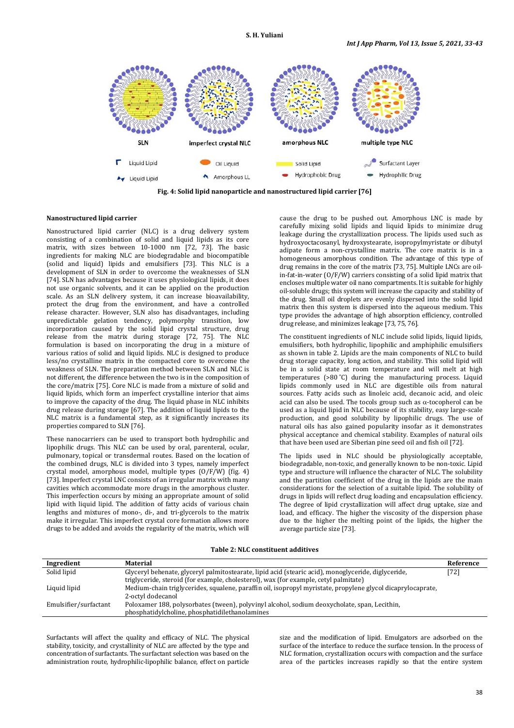Fig. 4: Solid lipid nanoparticle and nanostructured lipid carrier [76]

### Nanostructured lipid carrier

Nanostructured lipid carrier (NLC) is a drug delivery system consisting of a combination of solid and liquid lipids as its core matrix, with sizes between 10-1000 nm [72, 73]. The basic ingredients for making NLC are biodegradable and biocompatible (solid and liquid) lipids and emulsifiers [73]. This NLC is a development of SLN in order to overcome the weaknesses of SLN [74]. SLN has advantages because it uses physiological lipids, it does not use organic solvents, and it can be applied on the production scale. As an SLN delivery system, it can increase bioavailability, protect the drug from the environment, and have a controlled release character. However, SLN also has disadvantages, including unpredictable gelation tendency, polymorphy transition, low incorporation caused by the solid lipid crystal structure, drug release from the matrix during storage [72, 75]. The NLC formulation is based on incorporating the drug in a mixture of various ratios of solid and liquid lipids. NLC is designed to produce less/no crystalline matrix in the compacted core to overcome the weakness of SLN. The preparation method between SLN and NLC is not different, the difference between the two is in the composition of the core/matrix [75]. Core NLC is made from a mixture of solid and liquid lipids, which form an imperfect crystalline interior that aims to improve the capacity of the drug. The liquid phase in NLC inhibits drug release during storage [67]. The addition of liquid lipids to the NLC matrix is a fundamental step, as it significantly increases its properties compared to SLN [76].

These nanocarriers can be used to transport both hydrophilic and lipophilic drugs. This NLC can be used by oral, parenteral, ocular, pulmonary, topical or transdermal routes. Based on the location of the combined drugs, NLC is divided into 3 types, namely imperfect crystal model, amorphous model, multiple types (O/F/W) (fig. 4) [73]. Imperfect crystal LNC consists of an irregular matrix with many cavities which accommodate more drugs in the amorphous cluster. This imperfection occurs by mixing an appropriate amount of solid lipid with liquid lipid. The addition of fatty acids of various chain lengths and mixtures of mono-, di-, and tri-glycerols to the matrix make it irregular. This imperfect crystal core formation allows more drugs to be added and avoids the regularity of the matrix, which will cause the drug to be pushed out. Amorphous LNC is made by carefully mixing solid lipids and liquid lipids to minimize drug leakage during the crystallization process. The lipids used such as hydroxyoctacosanyl, hydroxystearate, isopropylmyristate or dibutyl adipate form a non-crystalline matrix. The core matrix is in a homogeneous amorphous condition. The advantage of this type of drug remains in the core of the matrix [73, 75]. Multiple LNCs are oil-in-fat-in-water (O/F/W) carriers consisting of a solid lipid matrix that encloses multiple water oil nano compartments. It is suitable for highly oil-soluble drugs; this system will increase the capacity and stability of the drug. Small oil droplets are evenly dispersed into the solid lipid matrix then this system is dispersed into the aqueous medium. This type provides the advantage of high absorption efficiency, controlled drug release, and minimizes leakage [73, 75, 76].

The constituent ingredients of NLC include solid lipids, liquid lipids, emulsifiers, both hydrophilic, lipophilic and amphiphilic emulsifiers as shown in table 2. Lipids are the main components of NLC to build drug storage capacity, long action, and stability. This solid lipid will be in a solid state at room temperature and will melt at high temperatures (>80 °C) during the manufacturing process. Liquid lipids commonly used in NLC are digestible oils from natural sources. Fatty acids such as linoleic acid, decanoic acid, and oleic acid can also be used. The tocols group such as $\alpha$-tocopherol can be used as a liquid lipid in NLC because of its stability, easy large-scale production, and good solubility by lipophilic drugs. The use of natural oils has also gained popularity insofar as it demonstrates physical acceptance and chemical stability. Examples of natural oils that have been used are Siberian pine seed oil and fish oil [72].

The lipids used in NLC should be physiologically acceptable, biodegradable, non-toxic, and generally known to be non-toxic. Lipid type and structure will influence the character of NLC. The solubility and the partition coefficient of the drug in the lipids are the main considerations for the selection of a suitable lipid. The solubility of drugs in lipids will reflect drug loading and encapsulation efficiency. The degree of lipid crystallization will affect drug uptake, size and load, and efficacy. The higher the viscosity of the dispersion phase due to the higher the melting point of the lipids, the higher the average particle size [73].

**Table 2: NLC constituent additives**

| Ingredient | Material | Reference |
|---|---|---|
| Solid lipid | Glyceryl behenate, glyceryl palmitostearate, lipid acid (stearic acid), monoglyceride, diglyceride, triglyceride, steroid (for example, cholesterol), wax (for example, cetyl palmitate) | [72] |
| Liquid lipid | Medium-chain triglycerides, squalene, paraffin oil, isopropyl myristate, propylene glycol dicaprylocaprate, 2-octyl dodecanol | |
| Emulsifier/surfactant | Poloxamer 188, polysorbates (tween), polyvinyl alcohol, sodium deoxycholate, span, Lecithin, phosphatidylcholine, phosphatidilethanolamines | |

Surfactants will affect the quality and efficacy of NLC. The physical stability, toxicity, and crystallinity of NLC are affected by the type and concentration of surfactants. The surfactant selection was based on the administration route, hydrophilic-lipophilic balance, effect on particle size and the modification of lipid. Emulgators are adsorbed on the surface of the interface to reduce the surface tension. In the process of NLC formation, crystallization occurs with compaction and the surface area of the particles increases rapidly so that the entire system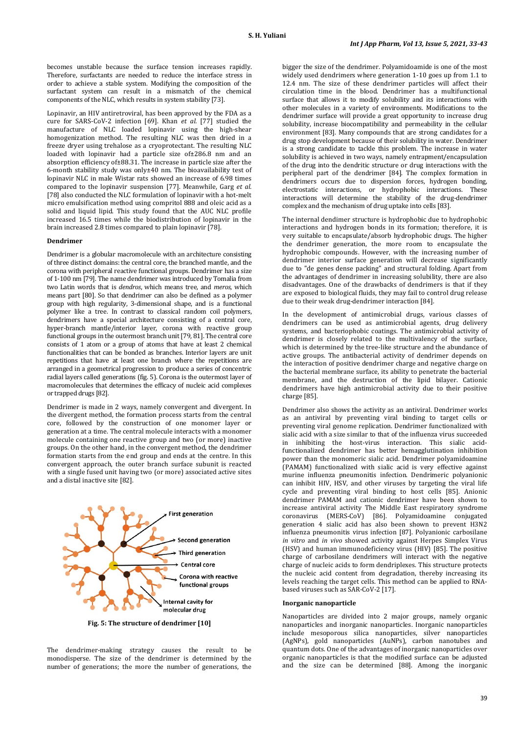becomes unstable because the surface tension increases rapidly. Therefore, surfactants are needed to reduce the interface stress in order to achieve a stable system. Modifying the composition of the surfactant system can result in a mismatch of the chemical components of the NLC, which results in system stability [73].

Lopinavir, an HIV antiretroviral, has been approved by the FDA as a cure for SARS-CoV-2 infection [69]. Khan *et al.* [77] studied the manufacture of NLC loaded lopinavir using the high-shear homogenization method. The resulting NLC was then dried in a freeze dryer using trehalose as a cryoprotectant. The resulting NLC loaded with lopinavir had a particle size of±286.8 nm and an absorption efficiency of±88.31. The increase in particle size after the 6-month stability study was only±40 nm. The bioavailability test of lopinavir NLC in male Wistar rats showed an increase of 6.98 times compared to the lopinavir suspension [77]. Meanwhile, Garg *et al.* [78] also conducted the NLC formulation of lopinavir with a hot-melt micro emulsification method using compritol 888 and oleic acid as a solid and liquid lipid. This study found that the AUC NLC profile increased 16.5 times while the biodistribution of lopinavir in the brain increased 2.8 times compared to plain lopinavir [78].

**Dendrimer**

Dendrimer is a globular macromolecule with an architecture consisting of three distinct domains: the central core, the branched mantle, and the corona with peripheral reactive functional groups. Dendrimer has a size of 1-100 nm [79]. The name dendrimer was introduced by Tomalia from two Latin words that is *dendros*, which means tree, and *meros*, which means part [80]. So that dendrimer can also be defined as a polymer group with high regularity, 3-dimensional shape, and is a functional polymer like a tree. In contrast to classical random coil polymers, dendrimers have a special architecture consisting of a central core, hyper-branch mantle/interior layer, corona with reactive group functional groups in the outermost branch unit [79, 81]. The central core consists of 1 atom or a group of atoms that have at least 2 chemical functionalities that can be bonded as branches. Interior layers are unit repetitions that have at least one branch where the repetitions are arranged in a geometrical progression to produce a series of concentric radial layers called generations (fig. 5). Corona is the outermost layer of macromolecules that determines the efficacy of nucleic acid complexes or trapped drugs [82].

Dendrimer is made in 2 ways, namely convergent and divergent. In the divergent method, the formation process starts from the central core, followed by the construction of one monomer layer or generation at a time. The central molecule interacts with a monomer molecule containing one reactive group and two (or more) inactive groups. On the other hand, in the convergent method, the dendrimer formation starts from the end group and ends at the centre. In this convergent approach, the outer branch surface subunit is reacted with a single fused unit having two (or more) associated active sites and a distal inactive site [82].

**Fig. 5: The structure of dendrimer [10]**

The dendrimer-making strategy causes the result to be monodisperse. The size of the dendrimer is determined by the number of generations; the more the number of generations, the bigger the size of the dendrimer. Polyamidoamide is one of the most widely used dendrimers where generation 1-10 goes up from 1.1 to 12.4 nm. The size of these dendrimer particles will affect their circulation time in the blood. Dendrimer has a multifunctional surface that allows it to modify solubility and its interactions with other molecules in a variety of environments. Modifications to the dendrimer surface will provide a great opportunity to increase drug solubility, increase biocompatibility and permeability in the cellular environment [83]. Many compounds that are strong candidates for a drug stop development because of their solubility in water. Dendrimer is a strong candidate to tackle this problem. The increase in water solubility is achieved in two ways, namely entrapment/encapsulation of the drug into the dendritic structure or drug interactions with the peripheral part of the dendrimer [84]. The complex formation in dendrimers occurs due to dispersion forces, hydrogen bonding, electrostatic interactions, or hydrophobic interactions. These interactions will determine the stability of the drug-dendrimer complex and the mechanism of drug uptake into cells [83].

The internal dendimer structure is hydrophobic due to hydrophobic interactions and hydrogen bonds in its formation; therefore, it is very suitable to encapsulate/absorb hydrophobic drugs. The higher the dendrimer generation, the more room to encapsulate the hydrophobic compounds. However, with the increasing number of dendrimer interior surface generation will decrease significantly due to "de genes dense packing" and structural folding. Apart from the advantages of dendrimer in increasing solubility, there are also disadvantages. One of the drawbacks of dendrimers is that if they are exposed to biological fluids, they may fail to control drug release due to their weak drug-dendrimer interaction [84].

In the development of antimicrobial drugs, various classes of dendrimers can be used as antimicrobial agents, drug delivery systems, and bacteriophobic coatings. The antimicrobial activity of dendrimer is closely related to the multivalency of the surface, which is determined by the tree-like structure and the abundance of active groups. The antibacterial activity of dendrimer depends on the interaction of positive dendrimer charge and negative charge on the bacterial membrane surface, its ability to penetrate the bacterial membrane, and the destruction of the lipid bilayer. Cationic dendrimers have high antimicrobial activity due to their positive charge [85].

Dendrimer also shows the activity as an antiviral. Dendrimer works as an antiviral by preventing viral binding to target cells or preventing viral genome replication. Dendrimer functionalized with sialic acid with a size similar to that of the influenza virus succeeded in inhibiting the host-virus interaction. This sialic acid-functionalized dendrimer has better hemagglutination inhibition power than the monomeric sialic acid. Dendrimer polyamidoamine (PAMAM) functionalized with sialic acid is very effective against murine influenza pneumonitis infection. Dendrimeric polyanionic can inhibit HIV, HSV, and other viruses by targeting the viral life cycle and preventing viral binding to host cells [85]. Anionic dendrimer PAMAM and cationic dendrimer have been shown to increase antiviral activity The Middle East respiratory syndrome coronavirus (MERS-CoV) [86]. Polyamidoamine conjugated generation 4 sialic acid has also been shown to prevent H3N2 influenza pneumonitis virus infection [87]. Polyanionic carbosilane *in vitro* and *in vivo* showed activity against Herpes Simplex Virus (HSV) and human immunodeficiency virus (HIV) [85]. The positive charge of carbosilane dendrimers will interact with the negative charge of nucleic acids to form dendriplexes. This structure protects the nucleic acid content from degradation, thereby increasing its levels reaching the target cells. This method can be applied to RNA-based viruses such as SAR-CoV-2 [17].

**Inorganic nanoparticle**

Nanoparticles are divided into 2 major groups, namely organic nanoparticles and inorganic nanoparticles. Inorganic nanoparticles include mesoporous silica nanoparticles, silver nanoparticles (AgNPs), gold nanoparticles (AuNPs), carbon nanotubes and quantum dots. One of the advantages of inorganic nanoparticles over organic nanoparticles is that the modified surface can be adjusted and the size can be determined [88]. Among the inorganic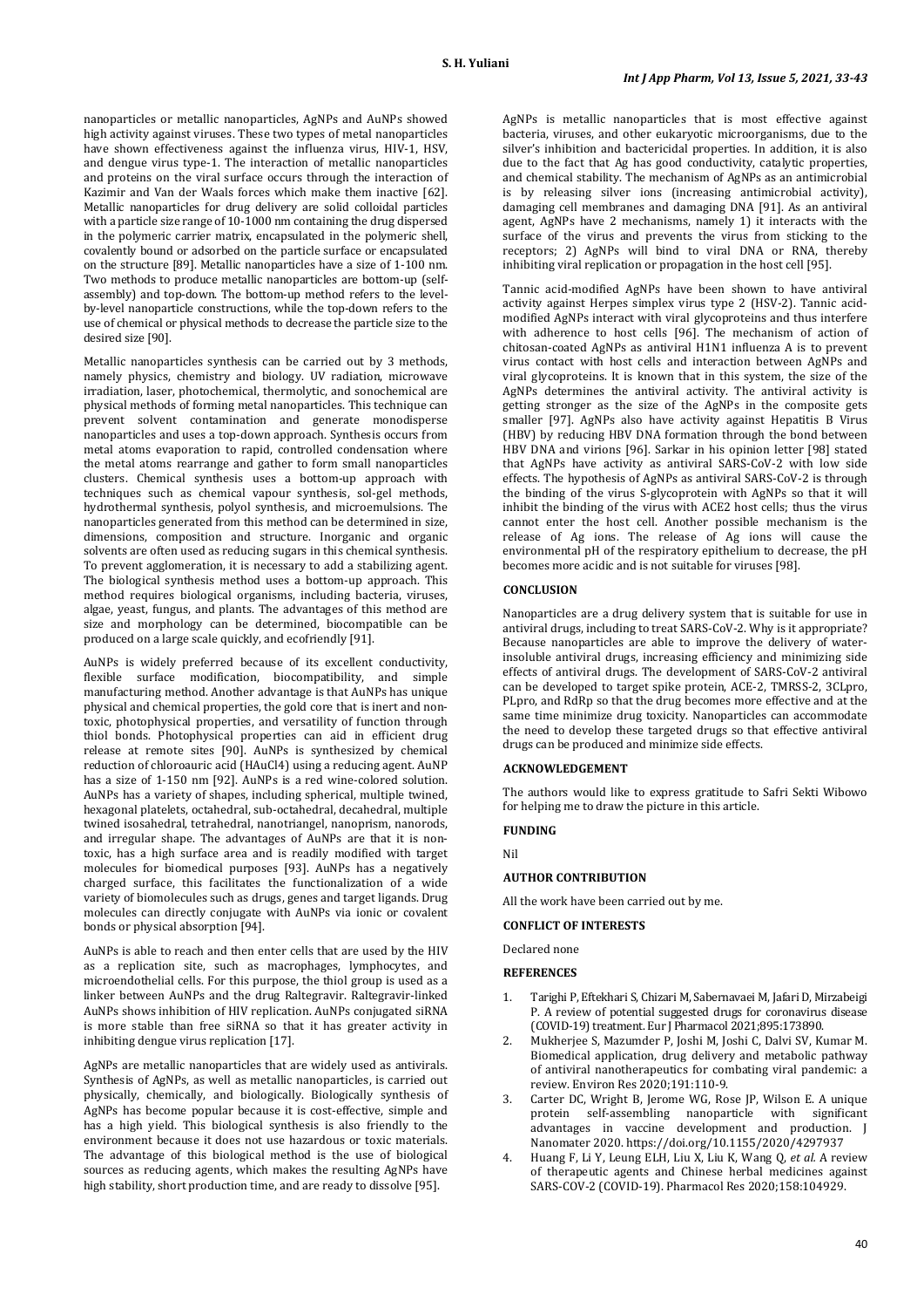nanoparticles or metallic nanoparticles, AgNPs and AuNPs showed high activity against viruses. These two types of metal nanoparticles have shown effectiveness against the influenza virus, HIV-1, HSV, and dengue virus type-1. The interaction of metallic nanoparticles and proteins on the viral surface occurs through the interaction of Kazimir and Van der Waals forces which make them inactive [62]. Metallic nanoparticles for drug delivery are solid colloidal particles with a particle size range of 10-1000 nm containing the drug dispersed in the polymeric carrier matrix, encapsulated in the polymeric shell, covalently bound or adsorbed on the particle surface or encapsulated on the structure [89]. Metallic nanoparticles have a size of 1-100 nm. Two methods to produce metallic nanoparticles are bottom-up (self-assembly) and top-down. The bottom-up method refers to the level-by-level nanoparticle constructions, while the top-down refers to the use of chemical or physical methods to decrease the particle size to the desired size [90].

Metallic nanoparticles synthesis can be carried out by 3 methods, namely physics, chemistry and biology. UV radiation, microwave irradiation, laser, photochemical, thermolytic, and sonochemical are physical methods of forming metal nanoparticles. This technique can prevent solvent contamination and generate monodisperse nanoparticles and uses a top-down approach. Synthesis occurs from metal atoms evaporation to rapid, controlled condensation where the metal atoms rearrange and gather to form small nanoparticles clusters. Chemical synthesis uses a bottom-up approach with techniques such as chemical vapour synthesis, sol-gel methods, hydrothermal synthesis, polyol synthesis, and microemulsions. The nanoparticles generated from this method can be determined in size, dimensions, composition and structure. Inorganic and organic solvents are often used as reducing sugars in this chemical synthesis. To prevent agglomeration, it is necessary to add a stabilizing agent. The biological synthesis method uses a bottom-up approach. This method requires biological organisms, including bacteria, viruses, algae, yeast, fungus, and plants. The advantages of this method are size and morphology can be determined, biocompatible can be produced on a large scale quickly, and ecofriendly [91].

AuNPs is widely preferred because of its excellent conductivity, flexible surface modification, biocompatibility, and simple manufacturing method. Another advantage is that AuNPs has unique physical and chemical properties, the gold core that is inert and non-toxic, photophysical properties, and versatility of function through thiol bonds. Photophysical properties can aid in efficient drug release at remote sites [90]. AuNPs is synthesized by chemical reduction of chloroauric acid ($HAuCl_4$) using a reducing agent. AuNP has a size of 1-150 nm [92]. AuNPs is a red wine-colored solution. AuNPs has a variety of shapes, including spherical, multiple twined, hexagonal platelets, octahedral, sub-octahedral, decahedral, multiple twined isosahedral, tetrahedral, nanotriangel, nanoprism, nanorods, and irregular shape. The advantages of AuNPs are that it is non-toxic, has a high surface area and is readily modified with target molecules for biomedical purposes [93]. AuNPs has a negatively charged surface, this facilitates the functionalization of a wide variety of biomolecules such as drugs, genes and target ligands. Drug molecules can directly conjugate with AuNPs via ionic or covalent bonds or physical absorption [94].

AuNPs is able to reach and then enter cells that are used by the HIV as a replication site, such as macrophages, lymphocytes, and microendothelial cells. For this purpose, the thiol group is used as a linker between AuNPs and the drug Raltegravir. Raltegravir-linked AuNPs shows inhibition of HIV replication. AuNPs conjugated siRNA is more stable than free siRNA so that it has greater activity in inhibiting dengue virus replication [17].

AgNPs are metallic nanoparticles that are widely used as antivirals. Synthesis of AgNPs, as well as metallic nanoparticles, is carried out physically, chemically, and biologically. Biologically synthesis of AgNPs has become popular because it is cost-effective, simple and has a high yield. This biological synthesis is also friendly to the environment because it does not use hazardous or toxic materials. The advantage of this biological method is the use of biological sources as reducing agents, which makes the resulting AgNPs have high stability, short production time, and are ready to dissolve [95].

AgNPs is metallic nanoparticles that is most effective against bacteria, viruses, and other eukaryotic microorganisms, due to the silver's inhibition and bactericidal properties. In addition, it is also due to the fact that Ag has good conductivity, catalytic properties, and chemical stability. The mechanism of AgNPs as an antimicrobial is by releasing silver ions (increasing antimicrobial activity), damaging cell membranes and damaging DNA [91]. As an antiviral agent, AgNPs have 2 mechanisms, namely 1) it interacts with the surface of the virus and prevents the virus from sticking to the receptors; 2) AgNPs will bind to viral DNA or RNA, thereby inhibiting viral replication or propagation in the host cell [95].

Tannic acid-modified AgNPs have been shown to have antiviral activity against Herpes simplex virus type 2 (HSV-2). Tannic acid-modified AgNPs interact with viral glycoproteins and thus interfere with adherence to host cells [96]. The mechanism of action of chitosan-coated AgNPs as antiviral H1N1 influenza A is to prevent virus contact with host cells and interaction between AgNPs and viral glycoproteins. It is known that in this system, the size of the AgNPs determines the antiviral activity. The antiviral activity is getting stronger as the size of the AgNPs in the composite gets smaller [97]. AgNPs also have activity against Hepatitis B Virus (HBV) by reducing HBV DNA formation through the bond between HBV DNA and virions [96]. Sarkar in his opinion letter [98] stated that AgNPs have activity as antiviral SARS-CoV-2 with low side effects. The hypothesis of AgNPs as antiviral SARS-CoV-2 is through the binding of the virus S-glycoprotein with AgNPs so that it will inhibit the binding of the virus with ACE2 host cells; thus the virus cannot enter the host cell. Another possible mechanism is the release of Ag ions. The release of Ag ions will cause the environmental pH of the respiratory epithelium to decrease, the pH becomes more acidic and is not suitable for viruses [98].

## CONCLUSION

Nanoparticles are a drug delivery system that is suitable for use in antiviral drugs, including to treat SARS-CoV-2. Why is it appropriate? Because nanoparticles are able to improve the delivery of water-insoluble antiviral drugs, increasing efficiency and minimizing side effects of antiviral drugs. The development of SARS-CoV-2 antiviral can be developed to target spike protein, ACE-2, TMRSS-2, 3CLpro, PLpro, and RdRp so that the drug becomes more effective and at the same time minimize drug toxicity. Nanoparticles can accommodate the need to develop these targeted drugs so that effective antiviral drugs can be produced and minimize side effects.

## ACKNOWLEDGEMENT

The authors would like to express gratitude to Safri Sekti Wibowo for helping me to draw the picture in this article.

## FUNDING

Nil

## AUTHOR CONTRIBUTION

All the work have been carried out by me.

## CONFLICT OF INTERESTS

Declared none

## REFERENCES

1. Tarighi P, Eftekhari S, Chizari M, Sabernavaei M, Jafari D, Mirzabeigi P. A review of potential suggested drugs for coronavirus disease (COVID-19) treatment. Eur J Pharmacol 2021;895:173890.
2. Mukherjee S, Mazumder P, Joshi M, Joshi C, Dalvi SV, Kumar M. Biomedical application, drug delivery and metabolic pathway of antiviral nanotherapeutics for combating viral pandemic: a review. Environ Res 2020;191:110-9.
3. Carter DC, Wright B, Jerome WG, Rose JP, Wilson E. A unique protein self-assembling nanoparticle with significant advantages in vaccine development and production. J Nanomater 2020. https://doi.org/10.1155/2020/4297937
4. Huang F, Li Y, Leung ELH, Liu X, Liu K, Wang Q, *et al.* A review of therapeutic agents and Chinese herbal medicines against SARS-COV-2 (COVID-19). Pharmacol Res 2020;158:104929.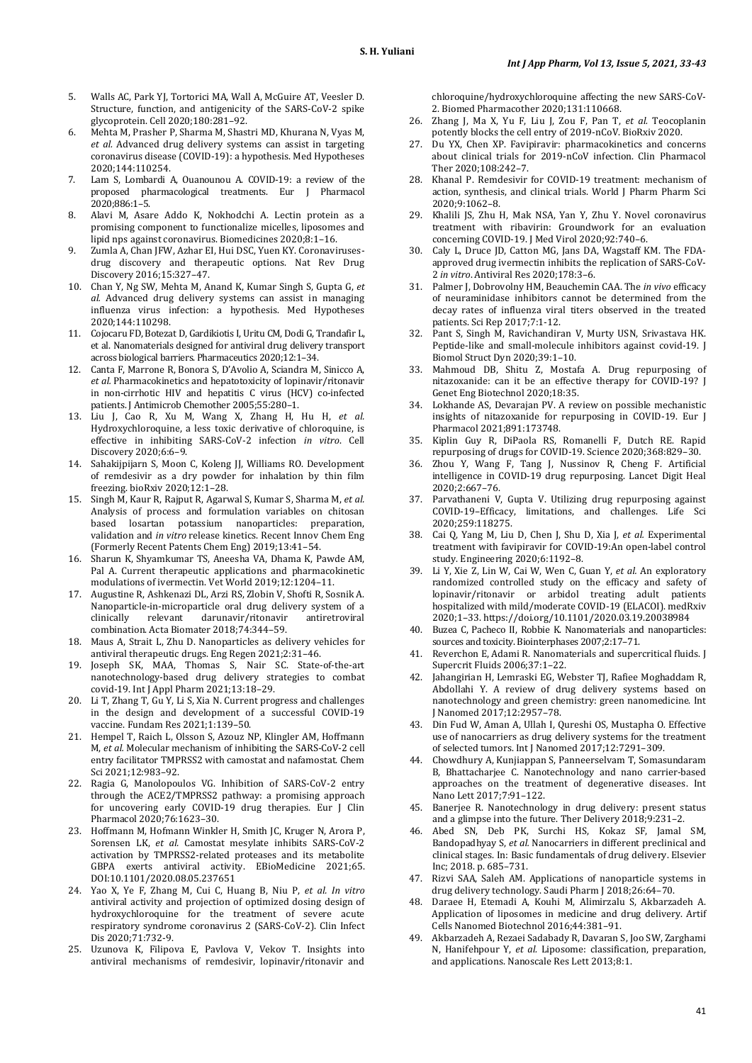5. Walls AC, Park YJ, Tortorici MA, Wall A, McGuire AT, Veesler D. Structure, function, and antigenicity of the SARS-CoV-2 spike glycoprotein. Cell 2020;180:281–92.
6. Mehta M, Prasher P, Sharma M, Shastri MD, Khurana N, Vyas M, *et al.* Advanced drug delivery systems can assist in targeting coronavirus disease (COVID-19): a hypothesis. Med Hypotheses 2020;144:110254.
7. Lam S, Lombardi A, Ouanounou A. COVID-19: a review of the proposed pharmacological treatments. Eur J Pharmacol 2020;886:1–5.
8. Alavi M, Asare Addo K, Nokhodchi A. Lectin protein as a promising component to functionalize micelles, liposomes and lipid nps against coronavirus. Biomedicines 2020;8:1–16.
9. Zumla A, Chan JFW, Azhar EI, Hui DSC, Yuen KY. Coronaviruses-drug discovery and therapeutic options. Nat Rev Drug Discovery 2016;15:327–47.
10. Chan Y, Ng SW, Mehta M, Anand K, Kumar Singh S, Gupta G, *et al.* Advanced drug delivery systems can assist in managing influenza virus infection: a hypothesis. Med Hypotheses 2020;144:110298.
11. Cojocaru FD, Botezat D, Gardikiotis I, Uritu CM, Dodi G, Trandafir L, et al. Nanomaterials designed for antiviral drug delivery transport across biological barriers. Pharmaceutics 2020;12:1–34.
12. Canta F, Marrone R, Bonora S, D'Avolio A, Sciandra M, Sinicco A, *et al.* Pharmacokinetics and hepatotoxicity of lopinavir/ritonavir in non-cirrhotic HIV and hepatitis C virus (HCV) co-infected patients. J Antimicrob Chemother 2005;55:280–1.
13. Liu J, Cao R, Xu M, Wang X, Zhang H, Hu H, *et al.* Hydroxychloroquine, a less toxic derivative of chloroquine, is effective in inhibiting SARS-CoV-2 infection *in vitro*. Cell Discovery 2020;6:6–9.
14. Sahakijpijarn S, Moon C, Koleng JJ, Williams RO. Development of remdesivir as a dry powder for inhalation by thin film freezing. bioRxiv 2020;12:1–28.
15. Singh M, Kaur R, Rajput R, Agarwal S, Kumar S, Sharma M, *et al.* Analysis of process and formulation variables on chitosan based losartan potassium nanoparticles: preparation, validation and *in vitro* release kinetics. Recent Innov Chem Eng (Formerly Recent Patents Chem Eng) 2019;13:41–54.
16. Sharun K, Shyamkumar TS, Aneesha VA, Dhama K, Pawde AM, Pal A. Current therapeutic applications and pharmacokinetic modulations of ivermectin. Vet World 2019;12:1204–11.
17. Augustine R, Ashkenazi DL, Arzi RS, Zlobin V, Shofti R, Sosnik A. Nanoparticle-in-microparticle oral drug delivery system of a clinically relevant darunavir/ritonavir antiretroviral combination. Acta Biomater 2018;74:344–59.
18. Maus A, Strait L, Zhu D. Nanoparticles as delivery vehicles for antiviral therapeutic drugs. Eng Regen 2021;2:31–46.
19. Joseph SK, MAA, Thomas S, Nair SC. State-of-the-art nanotechnology-based drug delivery strategies to combat covid-19. Int J Appl Pharm 2021;13:18–29.
20. Li T, Zhang T, Gu Y, Li S, Xia N. Current progress and challenges in the design and development of a successful COVID-19 vaccine. Fundam Res 2021;1:139–50.
21. Hempel T, Raich L, Olsson S, Azouz NP, Klingler AM, Hoffmann M, *et al.* Molecular mechanism of inhibiting the SARS-CoV-2 cell entry facilitator TMPRSS2 with camostat and nafamostat. Chem Sci 2021;12:983–92.
22. Ragia G, Manolopoulos VG. Inhibition of SARS-CoV-2 entry through the ACE2/TMPRSS2 pathway: a promising approach for uncovering early COVID-19 drug therapies. Eur J Clin Pharmacol 2020;76:1623–30.
23. Hoffmann M, Hofmann Winkler H, Smith JC, Kruger N, Arora P, Sorensen LK, *et al.* Camostat mesylate inhibits SARS-CoV-2 activation by TMPRSS2-related proteases and its metabolite GBPA exerts antiviral activity. EBioMedicine 2021;65. DOI:10.1101/2020.08.05.237651
24. Yao X, Ye F, Zhang M, Cui C, Huang B, Niu P, *et al. In vitro* antiviral activity and projection of optimized dosing design of hydroxychloroquine for the treatment of severe acute respiratory syndrome coronavirus 2 (SARS-CoV-2). Clin Infect Dis 2020;71:732-9.
25. Uzunova K, Filipova E, Pavlova V, Vekov T. Insights into antiviral mechanisms of remdesivir, lopinavir/ritonavir and chloroquine/hydroxychloroquine affecting the new SARS-CoV-2. Biomed Pharmacother 2020;131:110668.
26. Zhang J, Ma X, Yu F, Liu J, Zou F, Pan T, *et al.* Teocoplanin potently blocks the cell entry of 2019-nCoV. BioRxiv 2020.
27. Du YX, Chen XP. Favipiravir: pharmacokinetics and concerns about clinical trials for 2019-nCoV infection. Clin Pharmacol Ther 2020;108:242–7.
28. Khanal P. Remdesivir for COVID-19 treatment: mechanism of action, synthesis, and clinical trials. World J Pharm Pharm Sci 2020;9:1062–8.
29. Khalili JS, Zhu H, Mak NSA, Yan Y, Zhu Y. Novel coronavirus treatment with ribavirin: Groundwork for an evaluation concerning COVID-19. J Med Virol 2020;92:740–6.
30. Caly L, Druce JD, Catton MG, Jans DA, Wagstaff KM. The FDA-approved drug ivermectin inhibits the replication of SARS-CoV-2 *in vitro*. Antiviral Res 2020;178:3–6.
31. Palmer J, Dobrovolny HM, Beauchemin CAA. The *in vivo* efficacy of neuraminidase inhibitors cannot be determined from the decay rates of influenza viral titers observed in the treated patients. Sci Rep 2017;7:1-12.
32. Pant S, Singh M, Ravichandiran V, Murty USN, Srivastava HK. Peptide-like and small-molecule inhibitors against covid-19. J Biomol Struct Dyn 2020;39:1–10.
33. Mahmoud DB, Shitu Z, Mostafa A. Drug repurposing of nitazoxanide: can it be an effective therapy for COVID-19? J Genet Eng Biotechnol 2020;18:35.
34. Lokhande AS, Devarajan PV. A review on possible mechanistic insights of nitazoxanide for repurposing in COVID-19. Eur J Pharmacol 2021;891:173748.
35. Kiplin Guy R, DiPaola RS, Romanelli F, Dutch RE. Rapid repurposing of drugs for COVID-19. Science 2020;368:829–30.
36. Zhou Y, Wang F, Tang J, Nussinov R, Cheng F. Artificial intelligence in COVID-19 drug repurposing. Lancet Digit Heal 2020;2:667–76.
37. Parvathaneni V, Gupta V. Utilizing drug repurposing against COVID-19–Efficacy, limitations, and challenges. Life Sci 2020;259:118275.
38. Cai Q, Yang M, Liu D, Chen J, Shu D, Xia J, *et al.* Experimental treatment with favipiravir for COVID-19:An open-label control study. Engineering 2020;6:1192–8.
39. Li Y, Xie Z, Lin W, Cai W, Wen C, Guan Y, *et al.* An exploratory randomized controlled study on the efficacy and safety of lopinavir/ritonavir or arbidol treating adult patients hospitalized with mild/moderate COVID-19 (ELACOI). medRxiv 2020;1–33. https://doi.org/10.1101/2020.03.19.20038984
40. Buzea C, Pacheco II, Robbie K. Nanomaterials and nanoparticles: sources and toxicity. Biointerphases 2007;2:17–71.
41. Reverchon E, Adami R. Nanomaterials and supercritical fluids. J Supercrit Fluids 2006;37:1–22.
42. Jahangirian H, Lemraski EG, Webster TJ, Rafiee Moghaddam R, Abdollahi Y. A review of drug delivery systems based on nanotechnology and green chemistry: green nanomedicine. Int J Nanomed 2017;12:2957–78.
43. Din Fud W, Aman A, Ullah I, Qureshi OS, Mustapha O. Effective use of nanocarriers as drug delivery systems for the treatment of selected tumors. Int J Nanomed 2017;12:7291–309.
44. Chowdhury A, Kunjiappan S, Panneerselvam T, Somasundaram B, Bhattacharjee C. Nanotechnology and nano carrier-based approaches on the treatment of degenerative diseases. Int Nano Lett 2017;7:91–122.
45. Banerjee R. Nanotechnology in drug delivery: present status and a glimpse into the future. Ther Delivery 2018;9:231–2.
46. Abed SN, Deb PK, Surchi HS, Kokaz SF, Jamal SM, Bandopadhyay S, *et al.* Nanocarriers in different preclinical and clinical stages. In: Basic fundamentals of drug delivery. Elsevier Inc; 2018. p. 685–731.
47. Rizvi SAA, Saleh AM. Applications of nanoparticle systems in drug delivery technology. Saudi Pharm J 2018;26:64–70.
48. Daraee H, Etemadi A, Kouhi M, Alimirzalu S, Akbarzadeh A. Application of liposomes in medicine and drug delivery. Artif Cells Nanomed Biotechnol 2016;44:381–91.
49. Akbarzadeh A, Rezaei Sadabady R, Davaran S, Joo SW, Zarghami N, Hanifehpour Y, *et al.* Liposome: classification, preparation, and applications. Nanoscale Res Lett 2013;8:1.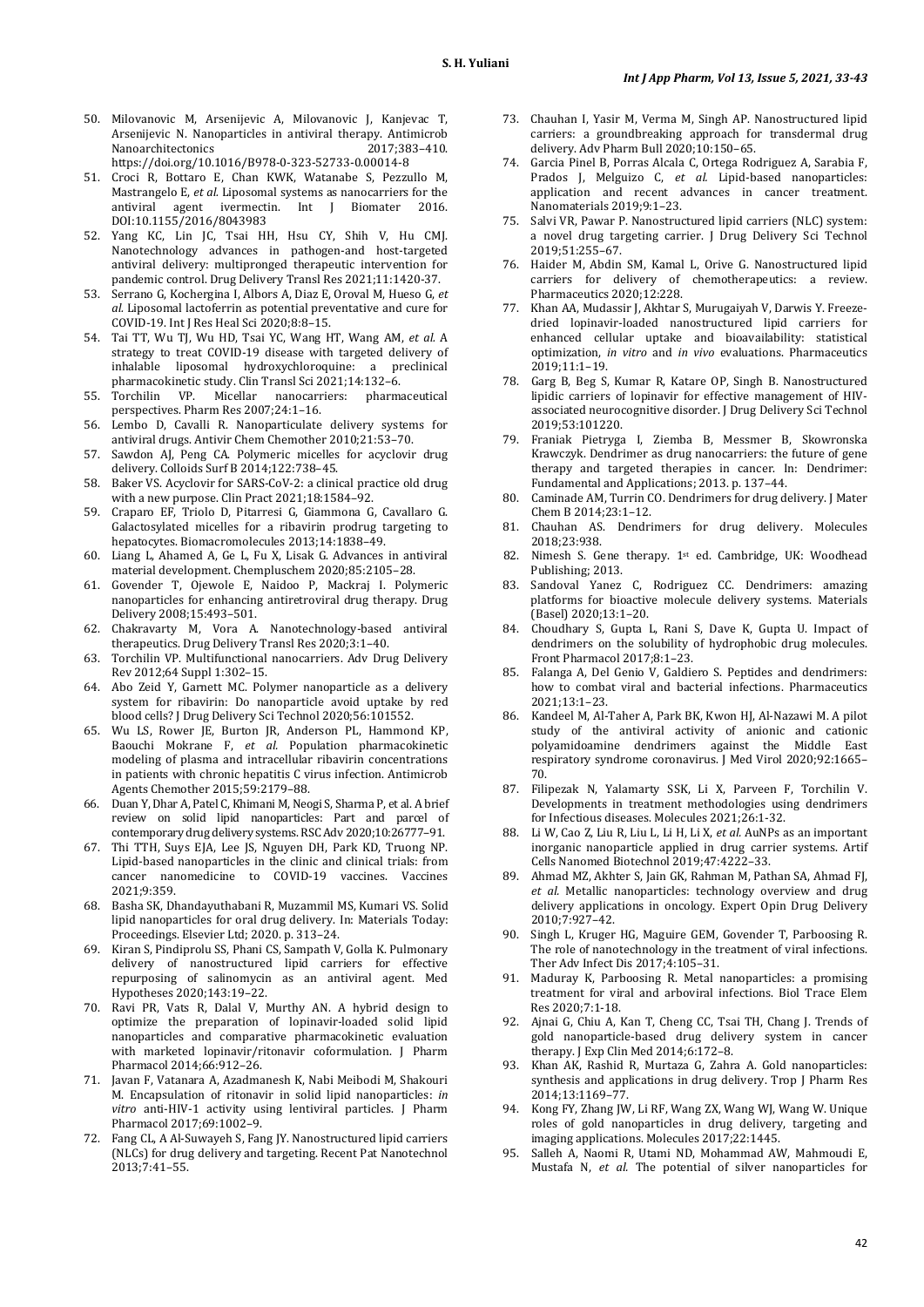50. Milovanovic M, Arsenijevic A, Milovanovic J, Kanjevac T, Arsenijevic N. Nanoparticles in antiviral therapy. Antimicrob Nanoarchitectonics 2017;383–410. https://doi.org/10.1016/B978-0-323-52733-0.00014-8
51. Croci R, Bottaro E, Chan KWK, Watanabe S, Pezzullo M, Mastrangelo E, *et al.* Liposomal systems as nanocarriers for the antiviral agent ivermectin. Int J Biomater 2016. DOI:10.1155/2016/8043983
52. Yang KC, Lin JC, Tsai HH, Hsu CY, Shih V, Hu CMJ. Nanotechnology advances in pathogen-and host-targeted antiviral delivery: multipronged therapeutic intervention for pandemic control. Drug Delivery Transl Res 2021;11:1420-37.
53. Serrano G, Kochergina I, Albors A, Diaz E, Oroval M, Hueso G, *et al.* Liposomal lactoferrin as potential preventative and cure for COVID-19. Int J Res Heal Sci 2020;8:8–15.
54. Tai TT, Wu TJ, Wu HD, Tsai YC, Wang HT, Wang AM, *et al.* A strategy to treat COVID-19 disease with targeted delivery of inhalable liposomal hydroxychloroquine: a preclinical pharmacokinetic study. Clin Transl Sci 2021;14:132–6.
55. Torchilin VP. Micellar nanocarriers: pharmaceutical perspectives. Pharm Res 2007;24:1–16.
56. Lembo D, Cavalli R. Nanoparticulate delivery systems for antiviral drugs. Antivir Chem Chemother 2010;21:53–70.
57. Sawdon AJ, Peng CA. Polymeric micelles for acyclovir drug delivery. Colloids Surf B 2014;122:738–45.
58. Baker VS. Acyclovir for SARS-CoV-2: a clinical practice old drug with a new purpose. Clin Pract 2021;18:1584–92.
59. Craparo EF, Triolo D, Pitarresi G, Giammona G, Cavallaro G. Galactosylated micelles for a ribavirin prodrug targeting to hepatocytes. Biomacromolecules 2013;14:1838–49.
60. Liang L, Ahamed A, Ge L, Fu X, Lisak G. Advances in antiviral material development. Chempluschem 2020;85:2105–28.
61. Govender T, Ojewole E, Naidoo P, Mackraj I. Polymeric nanoparticles for enhancing antiretroviral drug therapy. Drug Delivery 2008;15:493–501.
62. Chakravarty M, Vora A. Nanotechnology-based antiviral therapeutics. Drug Delivery Transl Res 2020;3:1–40.
63. Torchilin VP. Multifunctional nanocarriers. Adv Drug Delivery Rev 2012;64 Suppl 1:302–15.
64. Abo Zeid Y, Garnett MC. Polymer nanoparticle as a delivery system for ribavirin: Do nanoparticle avoid uptake by red blood cells? J Drug Delivery Sci Technol 2020;56:101552.
65. Wu LS, Rower JE, Burton JR, Anderson PL, Hammond KP, Baouchi Mokrane F, *et al.* Population pharmacokinetic modeling of plasma and intracellular ribavirin concentrations in patients with chronic hepatitis C virus infection. Antimicrob Agents Chemother 2015;59:2179–88.
66. Duan Y, Dhar A, Patel C, Khimani M, Neogi S, Sharma P, et al. A brief review on solid lipid nanoparticles: Part and parcel of contemporary drug delivery systems. RSC Adv 2020;10:26777–91.
67. Thi TTH, Suys EJA, Lee JS, Nguyen DH, Park KD, Truong NP. Lipid-based nanoparticles in the clinic and clinical trials: from cancer nanomedicine to COVID-19 vaccines. Vaccines 2021;9:359.
68. Basha SK, Dhandayuthabani R, Muzammil MS, Kumari VS. Solid lipid nanoparticles for oral drug delivery. In: Materials Today: Proceedings. Elsevier Ltd; 2020. p. 313–24.
69. Kiran S, Pindiprolu SS, Phani CS, Sampath V, Golla K. Pulmonary delivery of nanostructured lipid carriers for effective repurposing of salinomycin as an antiviral agent. Med Hypotheses 2020;143:19–22.
70. Ravi PR, Vats R, Dalal V, Murthy AN. A hybrid design to optimize the preparation of lopinavir-loaded solid lipid nanoparticles and comparative pharmacokinetic evaluation with marketed lopinavir/ritonavir coformulation. J Pharm Pharmacol 2014;66:912–26.
71. Javan F, Vatanara A, Azadmanesh K, Nabi Meibodi M, Shakouri M. Encapsulation of ritonavir in solid lipid nanoparticles: *in vitro* anti-HIV-1 activity using lentiviral particles. J Pharm Pharmacol 2017;69:1002–9.
72. Fang CL, A Al-Suwayeh S, Fang JY. Nanostructured lipid carriers (NLCs) for drug delivery and targeting. Recent Pat Nanotechnol 2013;7:41–55.
73. Chauhan I, Yasir M, Verma M, Singh AP. Nanostructured lipid carriers: a groundbreaking approach for transdermal drug delivery. Adv Pharm Bull 2020;10:150–65.
74. Garcia Pinel B, Porras Alcala C, Ortega Rodriguez A, Sarabia F, Prados J, Melguizo C, *et al.* Lipid-based nanoparticles: application and recent advances in cancer treatment. Nanomaterials 2019;9:1–23.
75. Salvi VR, Pawar P. Nanostructured lipid carriers (NLC) system: a novel drug targeting carrier. J Drug Delivery Sci Technol 2019;51:255–67.
76. Haider M, Abdin SM, Kamal L, Orive G. Nanostructured lipid carriers for delivery of chemotherapeutics: a review. Pharmaceutics 2020;12:228.
77. Khan AA, Mudassir J, Akhtar S, Murugaiyah V, Darwis Y. Freeze-dried lopinavir-loaded nanostructured lipid carriers for enhanced cellular uptake and bioavailability: statistical optimization, *in vitro* and *in vivo* evaluations. Pharmaceutics 2019;11:1–19.
78. Garg B, Beg S, Kumar R, Katare OP, Singh B. Nanostructured lipidic carriers of lopinavir for effective management of HIV-associated neurocognitive disorder. J Drug Delivery Sci Technol 2019;53:101220.
79. Franiak Pietryga I, Ziemba B, Messmer B, Skowronska Krawczyk. Dendrimer as drug nanocarriers: the future of gene therapy and targeted therapies in cancer. In: Dendrimer: Fundamental and Applications; 2013. p. 137–44.
80. Caminade AM, Turrin CO. Dendrimers for drug delivery. J Mater Chem B 2014;23:1–12.
81. Chauhan AS. Dendrimers for drug delivery. Molecules 2018;23:938.
82. Nimesh S. Gene therapy. 1st ed. Cambridge, UK: Woodhead Publishing; 2013.
83. Sandoval Yanez C, Rodriguez CC. Dendrimers: amazing platforms for bioactive molecule delivery systems. Materials (Basel) 2020;13:1–20.
84. Choudhary S, Gupta L, Rani S, Dave K, Gupta U. Impact of dendrimers on the solubility of hydrophobic drug molecules. Front Pharmacol 2017;8:1–23.
85. Falanga A, Del Genio V, Galdiero S. Peptides and dendrimers: how to combat viral and bacterial infections. Pharmaceutics 2021;13:1–23.
86. Kandeel M, Al-Taher A, Park BK, Kwon HJ, Al-Nazawi M. A pilot study of the antiviral activity of anionic and cationic polyamidoamine dendrimers against the Middle East respiratory syndrome coronavirus. J Med Virol 2020;92:1665–70.
87. Filipezak N, Yalamarty SSK, Li X, Parveen F, Torchilin V. Developments in treatment methodologies using dendrimers for Infectious diseases. Molecules 2021;26:1-32.
88. Li W, Cao Z, Liu R, Liu L, Li H, Li X, *et al.* AuNPs as an important inorganic nanoparticle applied in drug carrier systems. Artif Cells Nanomed Biotechnol 2019;47:4222–33.
89. Ahmad MZ, Akhter S, Jain GK, Rahman M, Pathan SA, Ahmad FJ, *et al.* Metallic nanoparticles: technology overview and drug delivery applications in oncology. Expert Opin Drug Delivery 2010;7:927–42.
90. Singh L, Kruger HG, Maguire GEM, Govender T, Parboosing R. The role of nanotechnology in the treatment of viral infections. Ther Adv Infect Dis 2017;4:105–31.
91. Maduray K, Parboosing R. Metal nanoparticles: a promising treatment for viral and arboviral infections. Biol Trace Elem Res 2020;7:1-18.
92. Ajnai G, Chiu A, Kan T, Cheng CC, Tsai TH, Chang J. Trends of gold nanoparticle-based drug delivery system in cancer therapy. J Exp Clin Med 2014;6:172–8.
93. Khan AK, Rashid R, Murtaza G, Zahra A. Gold nanoparticles: synthesis and applications in drug delivery. Trop J Pharm Res 2014;13:1169–77.
94. Kong FY, Zhang JW, Li RF, Wang ZX, Wang WJ, Wang W. Unique roles of gold nanoparticles in drug delivery, targeting and imaging applications. Molecules 2017;22:1445.
95. Salleh A, Naomi R, Utami ND, Mohammad AW, Mahmoudi E, Mustafa N, *et al.* The potential of silver nanoparticles for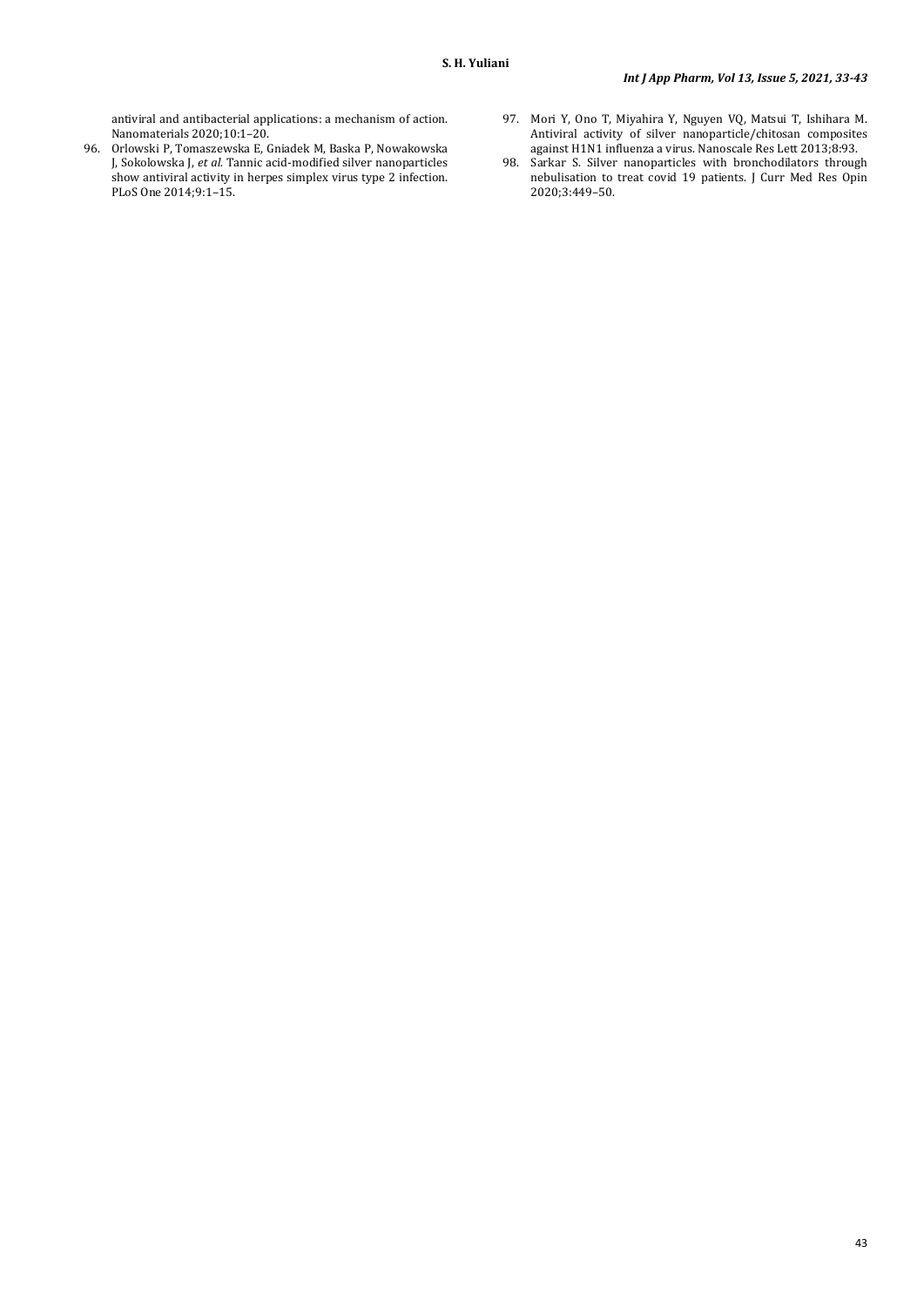antiviral and antibacterial applications: a mechanism of action. Nanomaterials 2020;10:1–20.

96. Orlowski P, Tomaszewska E, Gniadek M, Baska P, Nowakowska J, Sokolowska J, *et al.* Tannic acid-modified silver nanoparticles show antiviral activity in herpes simplex virus type 2 infection. PLoS One 2014;9:1–15.
97. Mori Y, Ono T, Miyahira Y, Nguyen VQ, Matsui T, Ishihara M. Antiviral activity of silver nanoparticle/chitosan composites against H1N1 influenza a virus. Nanoscale Res Lett 2013;8:93.
98. Sarkar S. Silver nanoparticles with bronchodilators through nebulisation to treat covid 19 patients. J Curr Med Res Opin 2020;3:449–50.